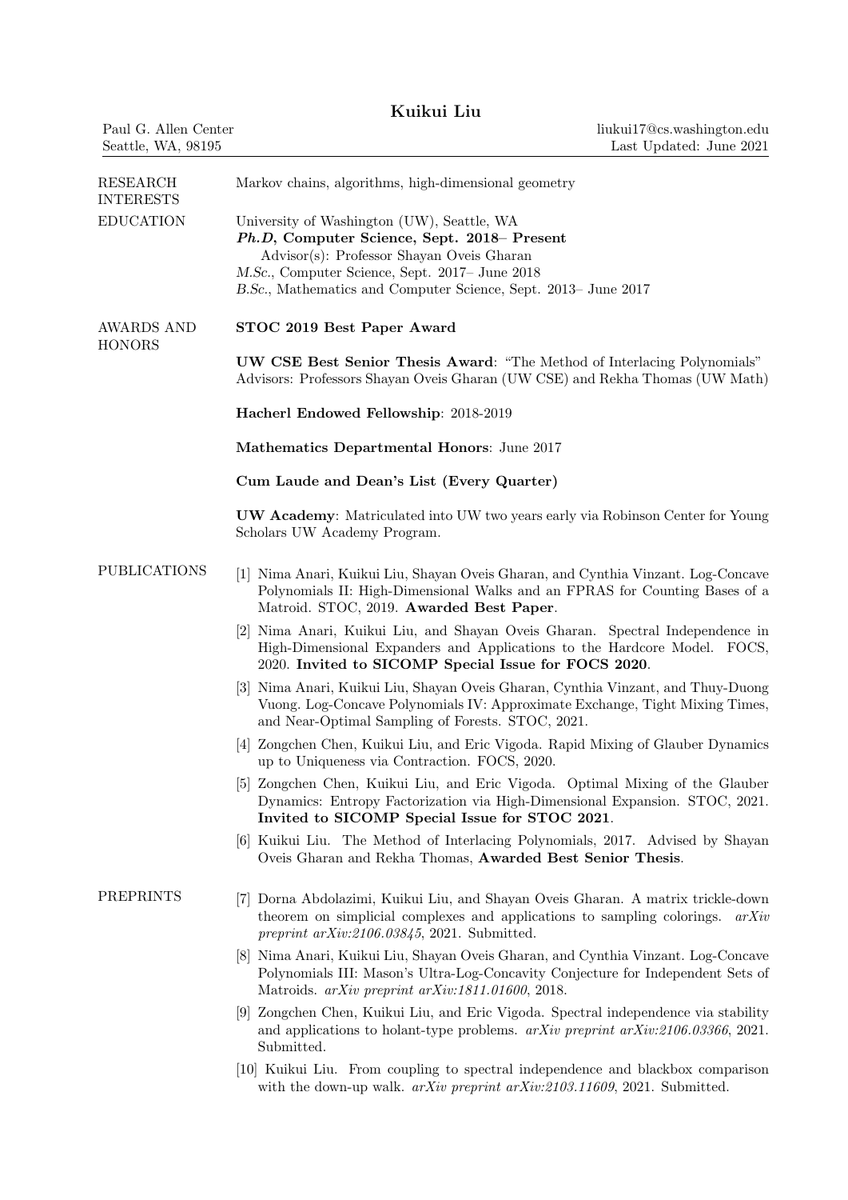# Kuikui Liu

Paul G. Allen Center
Seattle, WA, 98195

liukui17@cs.washington.edu
Last Updated: June 2021

## RESEARCH INTERESTS

Markov chains, algorithms, high-dimensional geometry

## EDUCATION

University of Washington (UW), Seattle, WA

***Ph.D*, Computer Science, Sept. 2018– Present**

Advisor(s): Professor Shayan Oveis Gharan

*M.Sc.*, Computer Science, Sept. 2017– June 2018

*B.Sc.*, Mathematics and Computer Science, Sept. 2013– June 2017

## AWARDS AND HONORS

**STOC 2019 Best Paper Award**

**UW CSE Best Senior Thesis Award**: "The Method of Interlacing Polynomials"
Advisors: Professors Shayan Oveis Gharan (UW CSE) and Rekha Thomas (UW Math)

**Hacherl Endowed Fellowship**: 2018-2019

**Mathematics Departmental Honors**: June 2017

**Cum Laude and Dean's List (Every Quarter)**

**UW Academy**: Matriculated into UW two years early via Robinson Center for Young Scholars UW Academy Program.

## PUBLICATIONS

[1] Nima Anari, Kuikui Liu, Shayan Oveis Gharan, and Cynthia Vinzant. Log-Concave Polynomials II: High-Dimensional Walks and an FPRAS for Counting Bases of a Matroid. STOC, 2019. **Awarded Best Paper**.

[2] Nima Anari, Kuikui Liu, and Shayan Oveis Gharan. Spectral Independence in High-Dimensional Expanders and Applications to the Hardcore Model. FOCS, 2020. **Invited to SICOMP Special Issue for FOCS 2020**.

[3] Nima Anari, Kuikui Liu, Shayan Oveis Gharan, Cynthia Vinzant, and Thuy-Duong Vuong. Log-Concave Polynomials IV: Approximate Exchange, Tight Mixing Times, and Near-Optimal Sampling of Forests. STOC, 2021.

[4] Zongchen Chen, Kuikui Liu, and Eric Vigoda. Rapid Mixing of Glauber Dynamics up to Uniqueness via Contraction. FOCS, 2020.

[5] Zongchen Chen, Kuikui Liu, and Eric Vigoda. Optimal Mixing of the Glauber Dynamics: Entropy Factorization via High-Dimensional Expansion. STOC, 2021. **Invited to SICOMP Special Issue for STOC 2021**.

[6] Kuikui Liu. The Method of Interlacing Polynomials, 2017. Advised by Shayan Oveis Gharan and Rekha Thomas, **Awarded Best Senior Thesis**.

## PREPRINTS

[7] Dorna Abdolazimi, Kuikui Liu, and Shayan Oveis Gharan. A matrix trickle-down theorem on simplicial complexes and applications to sampling colorings. *arXiv preprint arXiv:2106.03845*, 2021. Submitted.

[8] Nima Anari, Kuikui Liu, Shayan Oveis Gharan, and Cynthia Vinzant. Log-Concave Polynomials III: Mason's Ultra-Log-Concavity Conjecture for Independent Sets of Matroids. *arXiv preprint arXiv:1811.01600*, 2018.

[9] Zongchen Chen, Kuikui Liu, and Eric Vigoda. Spectral independence via stability and applications to holant-type problems. *arXiv preprint arXiv:2106.03366*, 2021. Submitted.

[10] Kuikui Liu. From coupling to spectral independence and blackbox comparison with the down-up walk. *arXiv preprint arXiv:2103.11609*, 2021. Submitted.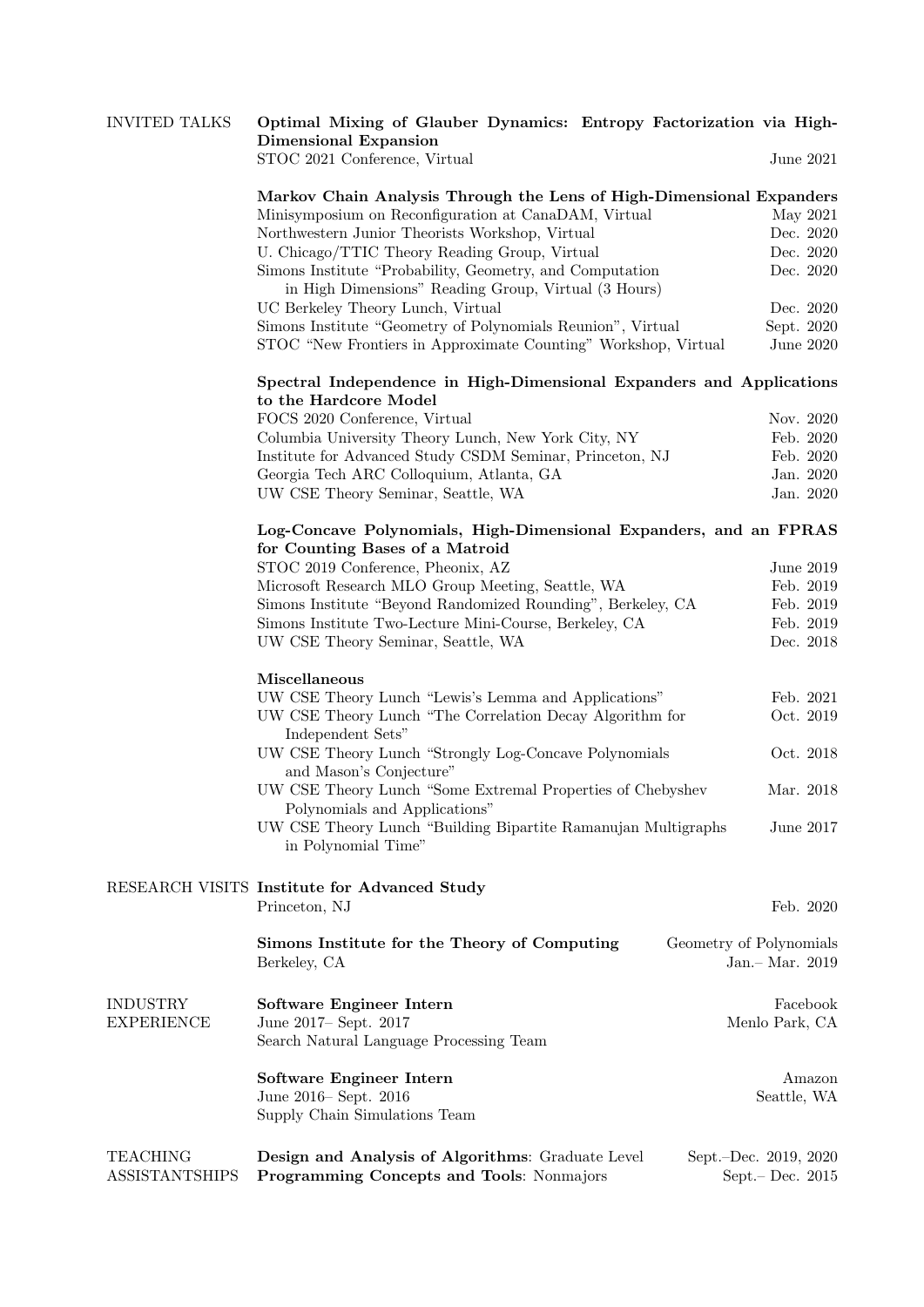## INVITED TALKS

**Optimal Mixing of Glauber Dynamics: Entropy Factorization via High-Dimensional Expansion**

- STOC 2021 Conference, Virtual — June 2021

**Markov Chain Analysis Through the Lens of High-Dimensional Expanders**

- Minisymposium on Reconfiguration at CanaDAM, Virtual — May 2021
- Northwestern Junior Theorists Workshop, Virtual — Dec. 2020
- U. Chicago/TTIC Theory Reading Group, Virtual — Dec. 2020
- Simons Institute "Probability, Geometry, and Computation in High Dimensions" Reading Group, Virtual (3 Hours) — Dec. 2020
- UC Berkeley Theory Lunch, Virtual — Dec. 2020
- Simons Institute "Geometry of Polynomials Reunion", Virtual — Sept. 2020
- STOC "New Frontiers in Approximate Counting" Workshop, Virtual — June 2020

**Spectral Independence in High-Dimensional Expanders and Applications to the Hardcore Model**

- FOCS 2020 Conference, Virtual — Nov. 2020
- Columbia University Theory Lunch, New York City, NY — Feb. 2020
- Institute for Advanced Study CSDM Seminar, Princeton, NJ — Feb. 2020
- Georgia Tech ARC Colloquium, Atlanta, GA — Jan. 2020
- UW CSE Theory Seminar, Seattle, WA — Jan. 2020

**Log-Concave Polynomials, High-Dimensional Expanders, and an FPRAS for Counting Bases of a Matroid**

- STOC 2019 Conference, Pheonix, AZ — June 2019
- Microsoft Research MLO Group Meeting, Seattle, WA — Feb. 2019
- Simons Institute "Beyond Randomized Rounding", Berkeley, CA — Feb. 2019
- Simons Institute Two-Lecture Mini-Course, Berkeley, CA — Feb. 2019
- UW CSE Theory Seminar, Seattle, WA — Dec. 2018

**Miscellaneous**

- UW CSE Theory Lunch "Lewis's Lemma and Applications" — Feb. 2021
- UW CSE Theory Lunch "The Correlation Decay Algorithm for Independent Sets" — Oct. 2019
- UW CSE Theory Lunch "Strongly Log-Concave Polynomials and Mason's Conjecture" — Oct. 2018
- UW CSE Theory Lunch "Some Extremal Properties of Chebyshev Polynomials and Applications" — Mar. 2018
- UW CSE Theory Lunch "Building Bipartite Ramanujan Multigraphs in Polynomial Time" — June 2017

## RESEARCH VISITS

**Institute for Advanced Study**
Princeton, NJ — Feb. 2020

**Simons Institute for the Theory of Computing** — Geometry of Polynomials
Berkeley, CA — Jan.– Mar. 2019

## INDUSTRY EXPERIENCE

**Software Engineer Intern** — Facebook
June 2017– Sept. 2017 — Menlo Park, CA
Search Natural Language Processing Team

**Software Engineer Intern** — Amazon
June 2016– Sept. 2016 — Seattle, WA
Supply Chain Simulations Team

## TEACHING ASSISTANTSHIPS

- **Design and Analysis of Algorithms**: Graduate Level — Sept.–Dec. 2019, 2020
- **Programming Concepts and Tools**: Nonmajors — Sept.– Dec. 2015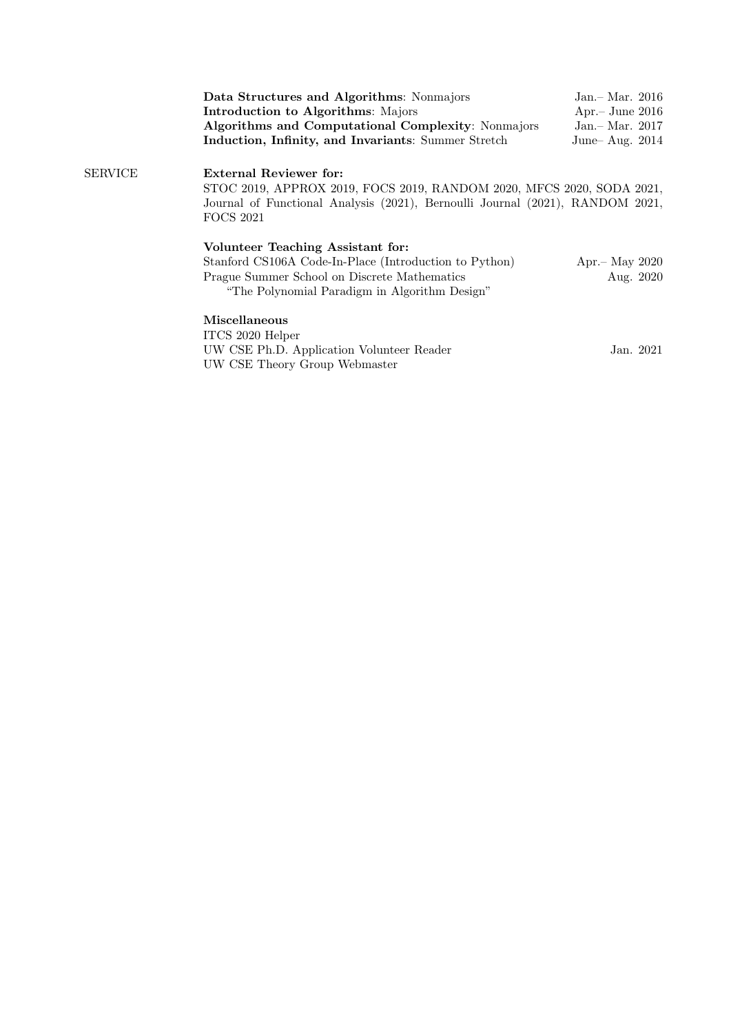**Data Structures and Algorithms**: Nonmajors — Jan.– Mar. 2016
**Introduction to Algorithms**: Majors — Apr.– June 2016
**Algorithms and Computational Complexity**: Nonmajors — Jan.– Mar. 2017
**Induction, Infinity, and Invariants**: Summer Stretch — June– Aug. 2014

## SERVICE

**External Reviewer for:**

STOC 2019, APPROX 2019, FOCS 2019, RANDOM 2020, MFCS 2020, SODA 2021, Journal of Functional Analysis (2021), Bernoulli Journal (2021), RANDOM 2021, FOCS 2021

**Volunteer Teaching Assistant for:**

Stanford CS106A Code-In-Place (Introduction to Python) — Apr.– May 2020
Prague Summer School on Discrete Mathematics — Aug. 2020
"The Polynomial Paradigm in Algorithm Design"

**Miscellaneous**

ITCS 2020 Helper
UW CSE Ph.D. Application Volunteer Reader — Jan. 2021
UW CSE Theory Group Webmaster